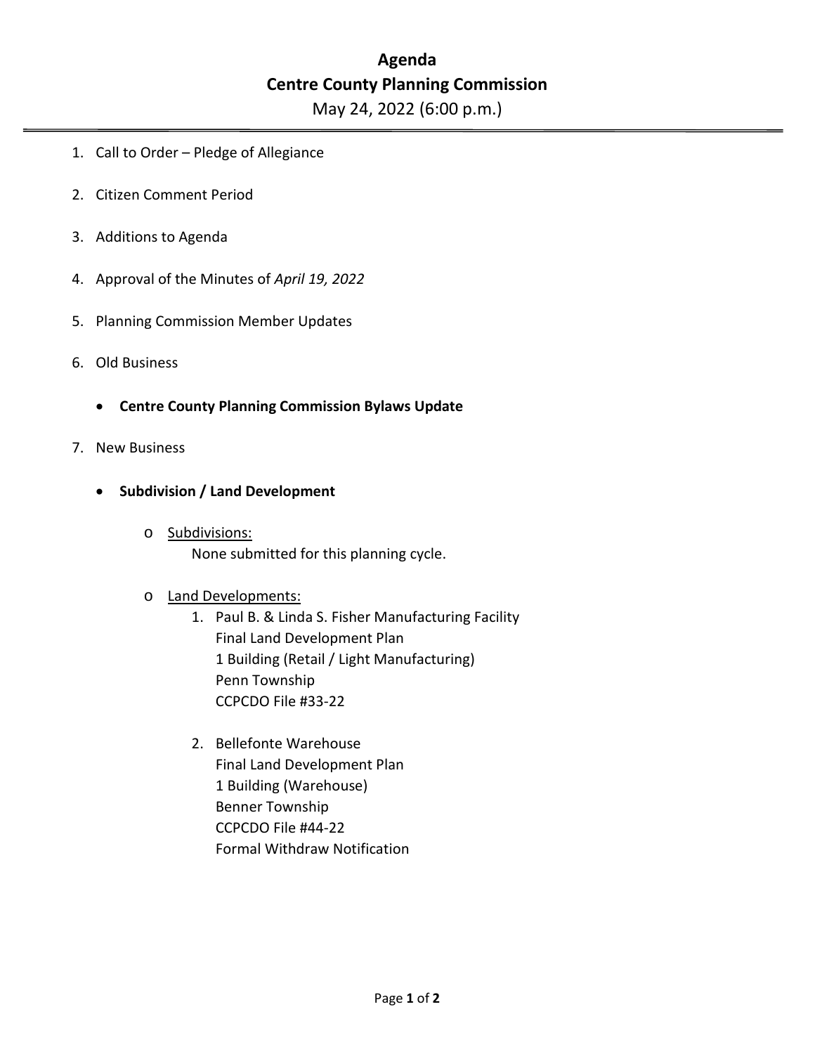# Agenda

## Centre County Planning Commission

May 24, 2022 (6:00 p.m.)

---

1. Call to Order – Pledge of Allegiance

2. Citizen Comment Period

3. Additions to Agenda

4. Approval of the Minutes of *April 19, 2022*

5. Planning Commission Member Updates

6. Old Business

   - **Centre County Planning Commission Bylaws Update**

7. New Business

   - **Subdivision / Land Development**

     - Subdivisions:
       None submitted for this planning cycle.

     - Land Developments:
       1. Paul B. & Linda S. Fisher Manufacturing Facility
          Final Land Development Plan
          1 Building (Retail / Light Manufacturing)
          Penn Township
          CCPCDO File #33-22

       2. Bellefonte Warehouse
          Final Land Development Plan
          1 Building (Warehouse)
          Benner Township
          CCPCDO File #44-22
          Formal Withdraw Notification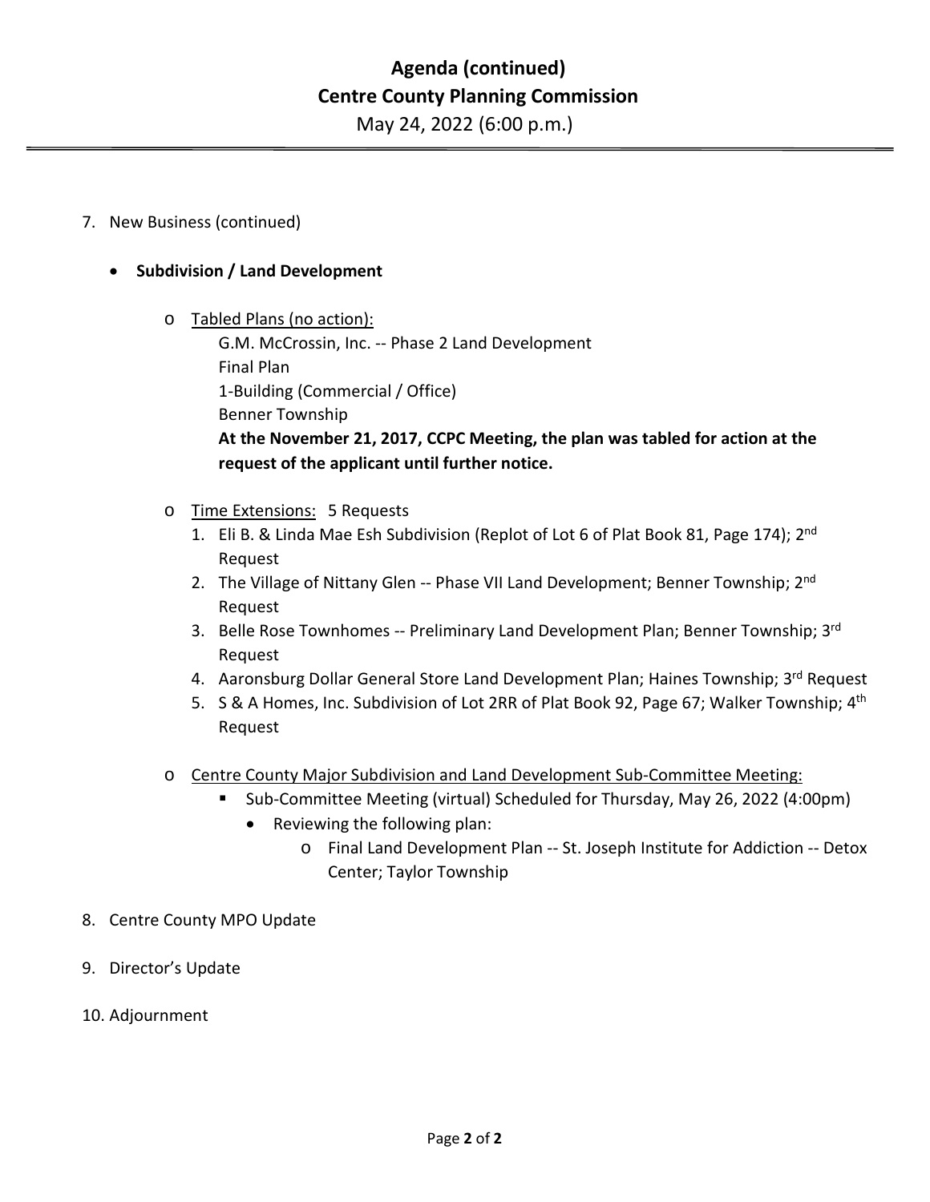# Agenda (continued)
# Centre County Planning Commission
May 24, 2022 (6:00 p.m.)

7. New Business (continued)

- **Subdivision / Land Development**

  - Tabled Plans (no action):
    G.M. McCrossin, Inc. -- Phase 2 Land Development
    Final Plan
    1-Building (Commercial / Office)
    Benner Township
    **At the November 21, 2017, CCPC Meeting, the plan was tabled for action at the request of the applicant until further notice.**

  - Time Extensions: 5 Requests
    1. Eli B. & Linda Mae Esh Subdivision (Replot of Lot 6 of Plat Book 81, Page 174); 2nd Request
    2. The Village of Nittany Glen -- Phase VII Land Development; Benner Township; 2nd Request
    3. Belle Rose Townhomes -- Preliminary Land Development Plan; Benner Township; 3rd Request
    4. Aaronsburg Dollar General Store Land Development Plan; Haines Township; 3rd Request
    5. S & A Homes, Inc. Subdivision of Lot 2RR of Plat Book 92, Page 67; Walker Township; 4th Request

  - Centre County Major Subdivision and Land Development Sub-Committee Meeting:
    - Sub-Committee Meeting (virtual) Scheduled for Thursday, May 26, 2022 (4:00pm)
      - Reviewing the following plan:
        - Final Land Development Plan -- St. Joseph Institute for Addiction -- Detox Center; Taylor Township

8. Centre County MPO Update

9. Director's Update

10. Adjournment